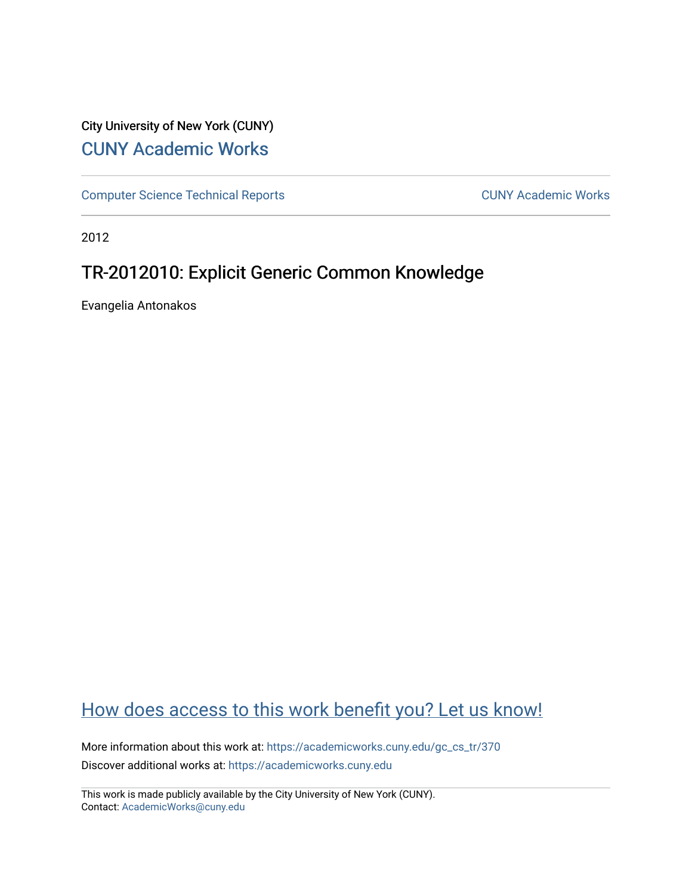City University of New York (CUNY)

[CUNY Academic Works](https://academicworks.cuny.edu)

[Computer Science Technical Reports](https://academicworks.cuny.edu/gc_cs_tr) | [CUNY Academic Works](https://academicworks.cuny.edu)

2012

# TR-2012010: Explicit Generic Common Knowledge

Evangelia Antonakos

[How does access to this work benefit you? Let us know!](https://academicworks.cuny.edu)

More information about this work at: https://academicworks.cuny.edu/gc_cs_tr/370

Discover additional works at: https://academicworks.cuny.edu

This work is made publicly available by the City University of New York (CUNY).
Contact: AcademicWorks@cuny.edu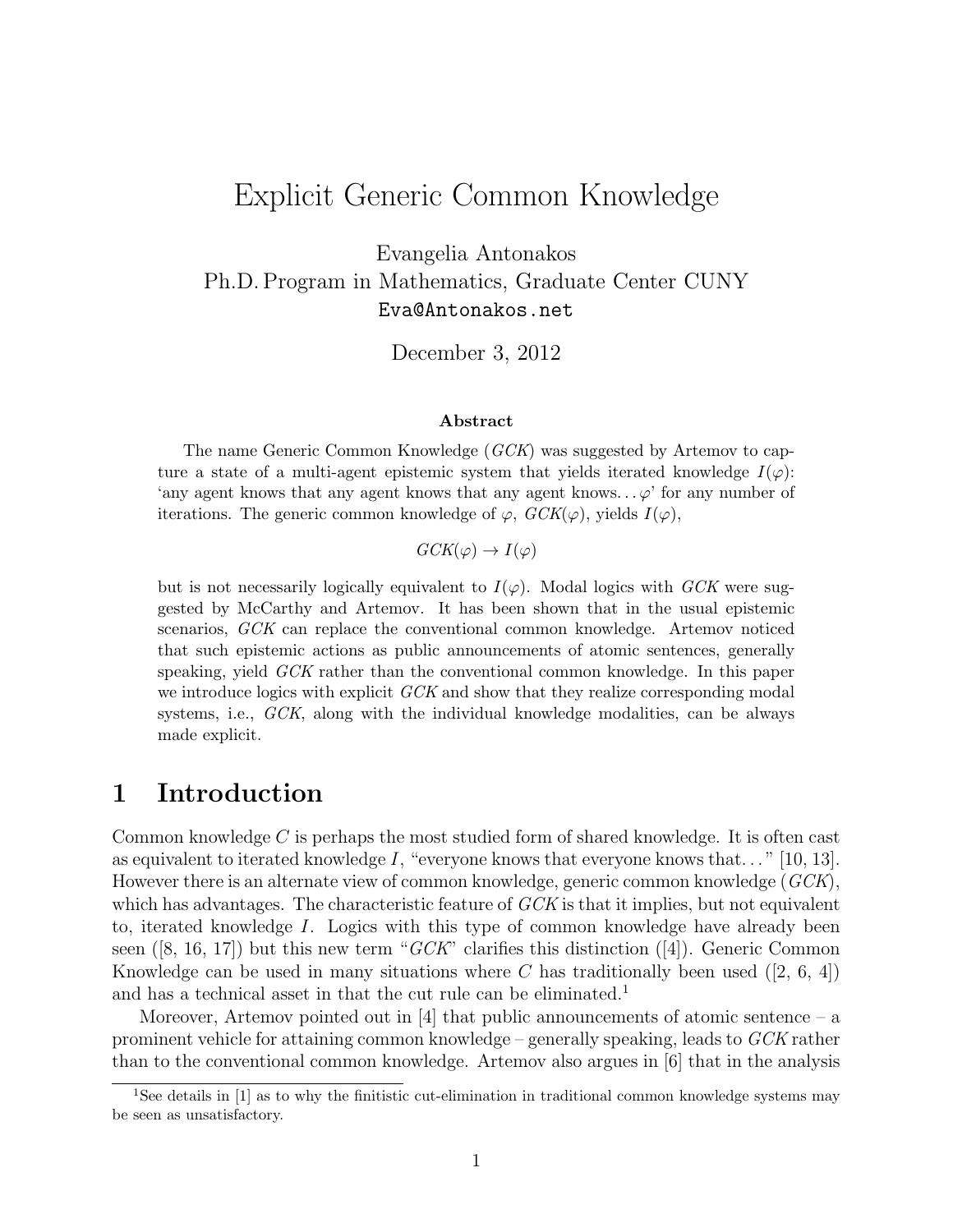# Explicit Generic Common Knowledge

Evangelia Antonakos
Ph.D. Program in Mathematics, Graduate Center CUNY
Eva@Antonakos.net

December 3, 2012

**Abstract**

The name Generic Common Knowledge (*GCK*) was suggested by Artemov to capture a state of a multi-agent epistemic system that yields iterated knowledge $I(\varphi)$: 'any agent knows that any agent knows that any agent knows... $\varphi$' for any number of iterations. The generic common knowledge of $\varphi$, $GCK(\varphi)$, yields $I(\varphi)$,

$$GCK(\varphi) \to I(\varphi)$$

but is not necessarily logically equivalent to $I(\varphi)$. Modal logics with *GCK* were suggested by McCarthy and Artemov. It has been shown that in the usual epistemic scenarios, *GCK* can replace the conventional common knowledge. Artemov noticed that such epistemic actions as public announcements of atomic sentences, generally speaking, yield *GCK* rather than the conventional common knowledge. In this paper we introduce logics with explicit *GCK* and show that they realize corresponding modal systems, i.e., *GCK*, along with the individual knowledge modalities, can be always made explicit.

## 1 Introduction

Common knowledge $C$ is perhaps the most studied form of shared knowledge. It is often cast as equivalent to iterated knowledge $I$, "everyone knows that everyone knows that..." [10, 13]. However there is an alternate view of common knowledge, generic common knowledge (*GCK*), which has advantages. The characteristic feature of *GCK* is that it implies, but not equivalent to, iterated knowledge $I$. Logics with this type of common knowledge have already been seen ([8, 16, 17]) but this new term "*GCK*" clarifies this distinction ([4]). Generic Common Knowledge can be used in many situations where $C$ has traditionally been used ([2, 6, 4]) and has a technical asset in that the cut rule can be eliminated.[1]

Moreover, Artemov pointed out in [4] that public announcements of atomic sentence – a prominent vehicle for attaining common knowledge – generally speaking, leads to *GCK* rather than to the conventional common knowledge. Artemov also argues in [6] that in the analysis

[1] See details in [1] as to why the finitistic cut-elimination in traditional common knowledge systems may be seen as unsatisfactory.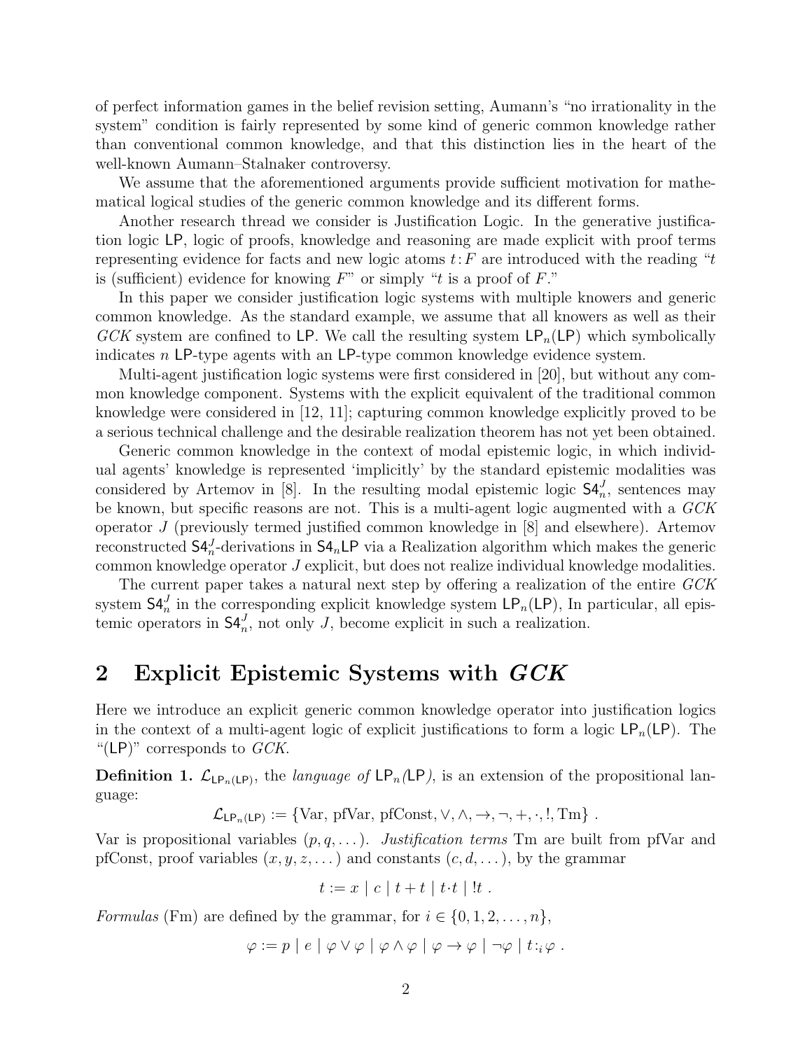of perfect information games in the belief revision setting, Aumann's "no irrationality in the system" condition is fairly represented by some kind of generic common knowledge rather than conventional common knowledge, and that this distinction lies in the heart of the well-known Aumann–Stalnaker controversy.

We assume that the aforementioned arguments provide sufficient motivation for mathematical logical studies of the generic common knowledge and its different forms.

Another research thread we consider is Justification Logic. In the generative justification logic LP, logic of proofs, knowledge and reasoning are made explicit with proof terms representing evidence for facts and new logic atoms $t{:}F$ are introduced with the reading "$t$ is (sufficient) evidence for knowing $F$" or simply "$t$ is a proof of $F$."

In this paper we consider justification logic systems with multiple knowers and generic common knowledge. As the standard example, we assume that all knowers as well as their *GCK* system are confined to LP. We call the resulting system $\mathsf{LP}_n(\mathsf{LP})$ which symbolically indicates $n$ LP-type agents with an LP-type common knowledge evidence system.

Multi-agent justification logic systems were first considered in [20], but without any common knowledge component. Systems with the explicit equivalent of the traditional common knowledge were considered in [12, 11]; capturing common knowledge explicitly proved to be a serious technical challenge and the desirable realization theorem has not yet been obtained.

Generic common knowledge in the context of modal epistemic logic, in which individual agents' knowledge is represented 'implicitly' by the standard epistemic modalities was considered by Artemov in [8]. In the resulting modal epistemic logic $\mathsf{S4}_n^J$, sentences may be known, but specific reasons are not. This is a multi-agent logic augmented with a *GCK* operator $J$ (previously termed justified common knowledge in [8] and elsewhere). Artemov reconstructed $\mathsf{S4}_n^J$-derivations in $\mathsf{S4}_n\mathsf{LP}$ via a Realization algorithm which makes the generic common knowledge operator $J$ explicit, but does not realize individual knowledge modalities.

The current paper takes a natural next step by offering a realization of the entire *GCK* system $\mathsf{S4}_n^J$ in the corresponding explicit knowledge system $\mathsf{LP}_n(\mathsf{LP})$, In particular, all epistemic operators in $\mathsf{S4}_n^J$, not only $J$, become explicit in such a realization.

## 2 Explicit Epistemic Systems with *GCK*

Here we introduce an explicit generic common knowledge operator into justification logics in the context of a multi-agent logic of explicit justifications to form a logic $\mathsf{LP}_n(\mathsf{LP})$. The "(LP)" corresponds to *GCK*.

**Definition 1.** $\mathcal{L}_{\mathsf{LP}_n(\mathsf{LP})}$, the *language of* $\mathsf{LP}_n$*(*LP*)*, is an extension of the propositional language:

$$\mathcal{L}_{\mathsf{LP}_n(\mathsf{LP})} := \{\text{Var, pfVar, pfConst}, \vee, \wedge, \rightarrow, \neg, +, \cdot, !, \text{Tm}\} \ .$$

Var is propositional variables $(p, q, \dots)$. *Justification terms* Tm are built from pfVar and pfConst, proof variables $(x, y, z, \dots)$ and constants $(c, d, \dots)$, by the grammar

$$t := x \mid c \mid t + t \mid t \cdot t \mid !t \ .$$

*Formulas* (Fm) are defined by the grammar, for $i \in \{0, 1, 2, \dots, n\}$,

$$\varphi := p \mid e \mid \varphi \vee \varphi \mid \varphi \wedge \varphi \mid \varphi \rightarrow \varphi \mid \neg\varphi \mid t{:}_i\,\varphi \ .$$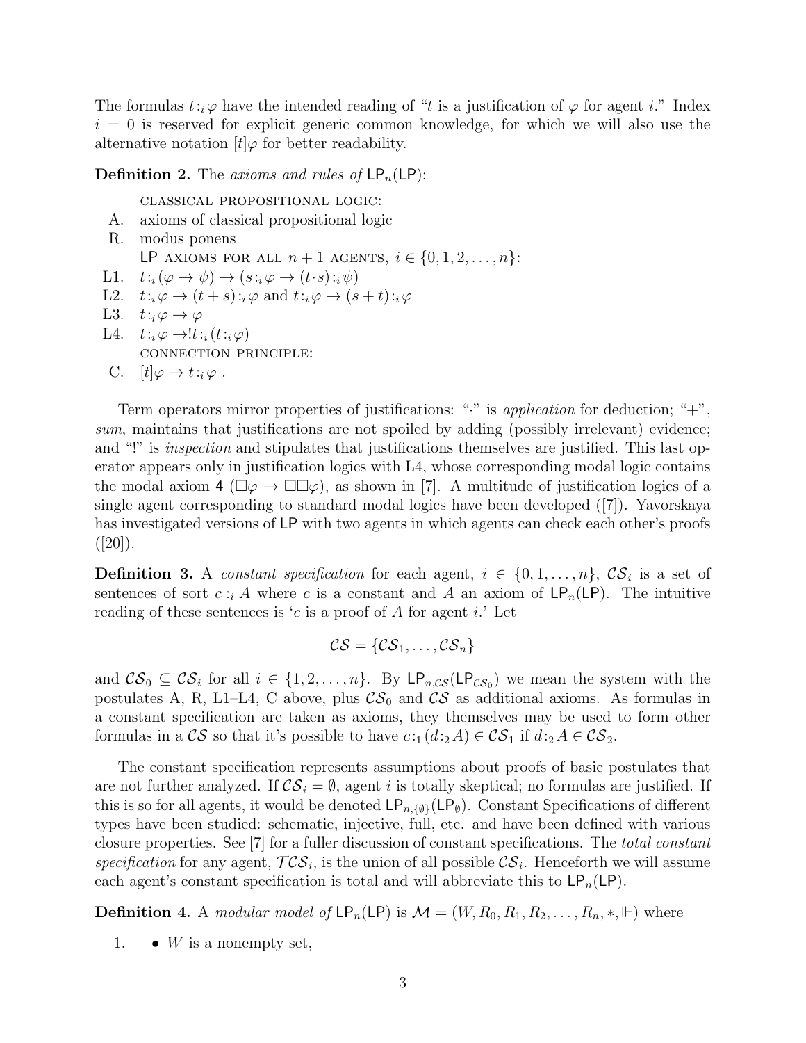The formulas $t{:}_i\,\varphi$ have the intended reading of "$t$ is a justification of $\varphi$ for agent $i$." Index $i = 0$ is reserved for explicit generic common knowledge, for which we will also use the alternative notation $[t]\varphi$ for better readability.

**Definition 2.** The *axioms and rules of* $\mathsf{LP}_n(\mathsf{LP})$:

CLASSICAL PROPOSITIONAL LOGIC:

- A. axioms of classical propositional logic
- R. modus ponens

LP AXIOMS FOR ALL $n+1$ AGENTS, $i \in \{0, 1, 2, \ldots, n\}$:

- L1. $t{:}_i(\varphi \to \psi) \to (s{:}_i\varphi \to (t{\cdot}s){:}_i\psi)$
- L2. $t{:}_i\varphi \to (t+s){:}_i\varphi$ and $t{:}_i\varphi \to (s+t){:}_i\varphi$
- L3. $t{:}_i\varphi \to \varphi$
- L4. $t{:}_i\varphi \to !t{:}_i(t{:}_i\varphi)$

CONNECTION PRINCIPLE:

- C. $[t]\varphi \to t{:}_i\varphi$ .

Term operators mirror properties of justifications: "$\cdot$" is *application* for deduction; "$+$", *sum*, maintains that justifications are not spoiled by adding (possibly irrelevant) evidence; and "!" is *inspection* and stipulates that justifications themselves are justified. This last operator appears only in justification logics with L4, whose corresponding modal logic contains the modal axiom 4 ($\Box\varphi \to \Box\Box\varphi$), as shown in [7]. A multitude of justification logics of a single agent corresponding to standard modal logics have been developed ([7]). Yavorskaya has investigated versions of LP with two agents in which agents can check each other's proofs ([20]).

**Definition 3.** A *constant specification* for each agent, $i \in \{0, 1, \ldots, n\}$, $\mathcal{CS}_i$ is a set of sentences of sort $c :_i A$ where $c$ is a constant and $A$ an axiom of $\mathsf{LP}_n(\mathsf{LP})$. The intuitive reading of these sentences is '$c$ is a proof of $A$ for agent $i$.' Let

$$\mathcal{CS} = \{\mathcal{CS}_1, \ldots, \mathcal{CS}_n\}$$

and $\mathcal{CS}_0 \subseteq \mathcal{CS}_i$ for all $i \in \{1, 2, \ldots, n\}$. By $\mathsf{LP}_{n,\mathcal{CS}}(\mathsf{LP}_{\mathcal{CS}_0})$ we mean the system with the postulates A, R, L1–L4, C above, plus $\mathcal{CS}_0$ and $\mathcal{CS}$ as additional axioms. As formulas in a constant specification are taken as axioms, they themselves may be used to form other formulas in a $\mathcal{CS}$ so that it's possible to have $c{:}_1(d{:}_2 A) \in \mathcal{CS}_1$ if $d{:}_2 A \in \mathcal{CS}_2$.

The constant specification represents assumptions about proofs of basic postulates that are not further analyzed. If $\mathcal{CS}_i = \emptyset$, agent $i$ is totally skeptical; no formulas are justified. If this is so for all agents, it would be denoted $\mathsf{LP}_{n,\{\emptyset\}}(\mathsf{LP}_\emptyset)$. Constant Specifications of different types have been studied: schematic, injective, full, etc. and have been defined with various closure properties. See [7] for a fuller discussion of constant specifications. The *total constant specification* for any agent, $\mathcal{TCS}_i$, is the union of all possible $\mathcal{CS}_i$. Henceforth we will assume each agent's constant specification is total and will abbreviate this to $\mathsf{LP}_n(\mathsf{LP})$.

**Definition 4.** A *modular model of* $\mathsf{LP}_n(\mathsf{LP})$ is $\mathcal{M} = (W, R_0, R_1, R_2, \ldots, R_n, *, \Vdash)$ where

1. • $W$ is a nonempty set,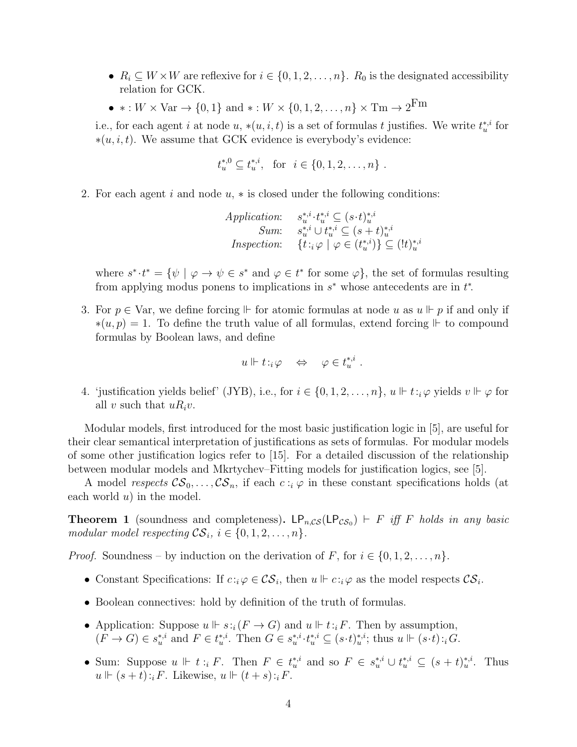- $R_i \subseteq W \times W$ are reflexive for $i \in \{0, 1, 2, \ldots, n\}$. $R_0$ is the designated accessibility relation for GCK.
- $* : W \times \mathrm{Var} \to \{0, 1\}$ and $* : W \times \{0, 1, 2, \ldots, n\} \times \mathrm{Tm} \to 2^{\mathrm{Fm}}$

  i.e., for each agent $i$ at node $u$, $*(u, i, t)$ is a set of formulas $t$ justifies. We write $t_u^{*,i}$ for $*(u, i, t)$. We assume that GCK evidence is everybody's evidence:

$$t_u^{*,0} \subseteq t_u^{*,i}, \quad \text{for} \quad i \in \{0, 1, 2, \ldots, n\} \ .$$

2. For each agent $i$ and node $u$, $*$ is closed under the following conditions:

$$\begin{aligned} \textit{Application:} \quad & s_u^{*,i} \cdot t_u^{*,i} \subseteq (s \cdot t)_u^{*,i} \\ \textit{Sum:} \quad & s_u^{*,i} \cup t_u^{*,i} \subseteq (s + t)_u^{*,i} \\ \textit{Inspection:} \quad & \{t :_i \varphi \mid \varphi \in (t_u^{*,i})\} \subseteq (!t)_u^{*,i} \end{aligned}$$

   where $s^* \cdot t^* = \{\psi \mid \varphi \to \psi \in s^* \text{ and } \varphi \in t^* \text{ for some } \varphi\}$, the set of formulas resulting from applying modus ponens to implications in $s^*$ whose antecedents are in $t^*$.

3. For $p \in \mathrm{Var}$, we define forcing $\Vdash$ for atomic formulas at node $u$ as $u \Vdash p$ if and only if $*(u, p) = 1$. To define the truth value of all formulas, extend forcing $\Vdash$ to compound formulas by Boolean laws, and define

$$u \Vdash t :_i \varphi \quad \Leftrightarrow \quad \varphi \in t_u^{*,i} \ .$$

4. 'justification yields belief' (JYB), i.e., for $i \in \{0, 1, 2, \ldots, n\}$, $u \Vdash t :_i \varphi$ yields $v \Vdash \varphi$ for all $v$ such that $uR_iv$.

Modular models, first introduced for the most basic justification logic in [5], are useful for their clear semantical interpretation of justifications as sets of formulas. For modular models of some other justification logics refer to [15]. For a detailed discussion of the relationship between modular models and Mkrtychev–Fitting models for justification logics, see [5].

A model *respects* $\mathcal{CS}_0, \ldots, \mathcal{CS}_n$, if each $c :_i \varphi$ in these constant specifications holds (at each world $u$) in the model.

**Theorem 1** (soundness and completeness)**.** $\mathsf{LP}_{n,\mathcal{CS}}(\mathsf{LP}_{\mathcal{CS}_0}) \vdash F$ *iff $F$ holds in any basic modular model respecting $\mathcal{CS}_i$, $i \in \{0, 1, 2, \ldots, n\}$.*

*Proof.* Soundness – by induction on the derivation of $F$, for $i \in \{0, 1, 2, \ldots, n\}$.

- Constant Specifications: If $c :_i \varphi \in \mathcal{CS}_i$, then $u \Vdash c :_i \varphi$ as the model respects $\mathcal{CS}_i$.
- Boolean connectives: hold by definition of the truth of formulas.
- Application: Suppose $u \Vdash s :_i (F \to G)$ and $u \Vdash t :_i F$. Then by assumption, $(F \to G) \in s_u^{*,i}$ and $F \in t_u^{*,i}$. Then $G \in s_u^{*,i} \cdot t_u^{*,i} \subseteq (s \cdot t)_u^{*,i}$; thus $u \Vdash (s \cdot t) :_i G$.
- Sum: Suppose $u \Vdash t :_i F$. Then $F \in t_u^{*,i}$ and so $F \in s_u^{*,i} \cup t_u^{*,i} \subseteq (s + t)_u^{*,i}$. Thus $u \Vdash (s + t) :_i F$. Likewise, $u \Vdash (t + s) :_i F$.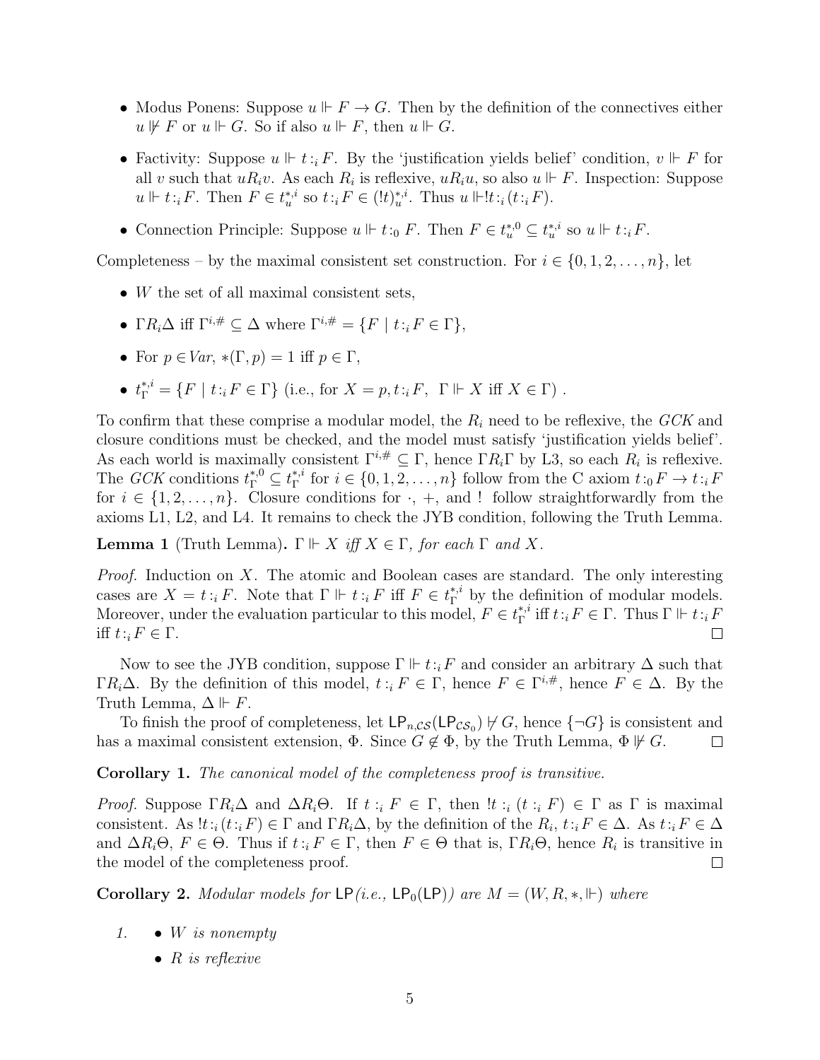- Modus Ponens: Suppose $u \Vdash F \to G$. Then by the definition of the connectives either $u \not\Vdash F$ or $u \Vdash G$. So if also $u \Vdash F$, then $u \Vdash G$.
- Factivity: Suppose $u \Vdash t{:_i}F$. By the 'justification yields belief' condition, $v \Vdash F$ for all $v$ such that $uR_iv$. As each $R_i$ is reflexive, $uR_iu$, so also $u \Vdash F$. Inspection: Suppose $u \Vdash t{:_i}F$. Then $F \in t_u^{*,i}$ so $t{:_i}F \in (!t)_u^{*,i}$. Thus $u \Vdash !t{:_i}(t{:_i}F)$.
- Connection Principle: Suppose $u \Vdash t{:_0}F$. Then $F \in t_u^{*,0} \subseteq t_u^{*,i}$ so $u \Vdash t{:_i}F$.

Completeness – by the maximal consistent set construction. For $i \in \{0, 1, 2, \ldots, n\}$, let

- $W$ the set of all maximal consistent sets,
- $\Gamma R_i \Delta$ iff $\Gamma^{i,\#} \subseteq \Delta$ where $\Gamma^{i,\#} = \{F \mid t{:_i}F \in \Gamma\}$,
- For $p \in Var$, $*(\Gamma, p) = 1$ iff $p \in \Gamma$,
- $t_\Gamma^{*,i} = \{F \mid t{:_i}F \in \Gamma\}$ (i.e., for $X = p, t{:_i}F$, $\Gamma \Vdash X$ iff $X \in \Gamma$) .

To confirm that these comprise a modular model, the $R_i$ need to be reflexive, the *GCK* and closure conditions must be checked, and the model must satisfy 'justification yields belief'. As each world is maximally consistent $\Gamma^{i,\#} \subseteq \Gamma$, hence $\Gamma R_i \Gamma$ by L3, so each $R_i$ is reflexive. The *GCK* conditions $t_\Gamma^{*,0} \subseteq t_\Gamma^{*,i}$ for $i \in \{0, 1, 2, \ldots, n\}$ follow from the C axiom $t{:_0}F \to t{:_i}F$ for $i \in \{1, 2, \ldots, n\}$. Closure conditions for $\cdot$, $+$, and $!$ follow straightforwardly from the axioms L1, L2, and L4. It remains to check the JYB condition, following the Truth Lemma.

**Lemma 1** (Truth Lemma)**.** *$\Gamma \Vdash X$ iff $X \in \Gamma$, for each $\Gamma$ and $X$.*

*Proof.* Induction on $X$. The atomic and Boolean cases are standard. The only interesting cases are $X = t{:_i}F$. Note that $\Gamma \Vdash t{:_i}F$ iff $F \in t_\Gamma^{*,i}$ by the definition of modular models. Moreover, under the evaluation particular to this model, $F \in t_\Gamma^{*,i}$ iff $t{:_i}F \in \Gamma$. Thus $\Gamma \Vdash t{:_i}F$ iff $t{:_i}F \in \Gamma$. $\square$

Now to see the JYB condition, suppose $\Gamma \Vdash t{:_i}F$ and consider an arbitrary $\Delta$ such that $\Gamma R_i \Delta$. By the definition of this model, $t{:_i}F \in \Gamma$, hence $F \in \Gamma^{i,\#}$, hence $F \in \Delta$. By the Truth Lemma, $\Delta \Vdash F$.

To finish the proof of completeness, let $\mathsf{LP}_{n,\mathcal{CS}}(\mathsf{LP}_{\mathcal{CS}_0}) \not\vdash G$, hence $\{\neg G\}$ is consistent and has a maximal consistent extension, $\Phi$. Since $G \notin \Phi$, by the Truth Lemma, $\Phi \not\Vdash G$. $\square$

**Corollary 1.** *The canonical model of the completeness proof is transitive.*

*Proof.* Suppose $\Gamma R_i \Delta$ and $\Delta R_i \Theta$. If $t{:_i}F \in \Gamma$, then $!t{:_i}(t{:_i}F) \in \Gamma$ as $\Gamma$ is maximal consistent. As $!t{:_i}(t{:_i}F) \in \Gamma$ and $\Gamma R_i \Delta$, by the definition of the $R_i$, $t{:_i}F \in \Delta$. As $t{:_i}F \in \Delta$ and $\Delta R_i \Theta$, $F \in \Theta$. Thus if $t{:_i}F \in \Gamma$, then $F \in \Theta$ that is, $\Gamma R_i \Theta$, hence $R_i$ is transitive in the model of the completeness proof. $\square$

**Corollary 2.** *Modular models for $\mathsf{LP}$ (i.e., $\mathsf{LP}_0(\mathsf{LP})$) are $M = (W, R, *, \Vdash)$ where*

1. - *$W$ is nonempty*
   - *$R$ is reflexive*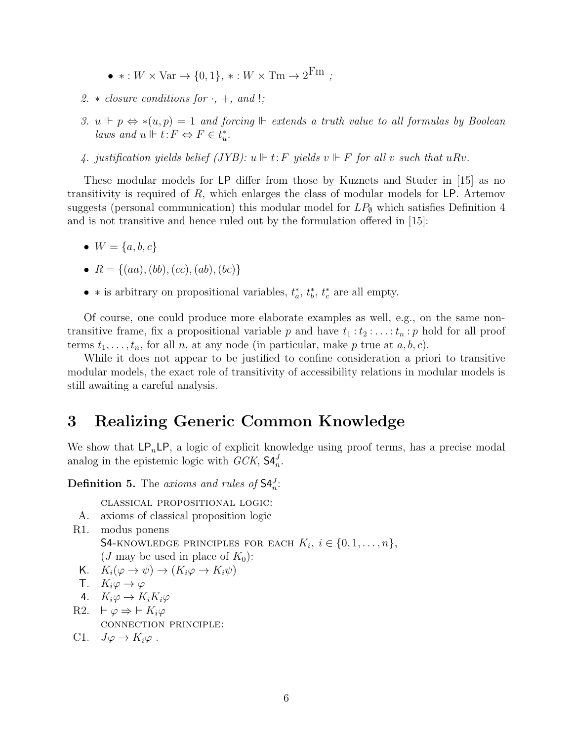- $* : W \times \mathrm{Var} \to \{0,1\}$, $* : W \times \mathrm{Tm} \to 2^{\mathrm{Fm}}$ ;

2. *$*$ closure conditions for $\cdot$, $+$, and $!$;*

3. *$u \Vdash p \Leftrightarrow *(u,p) = 1$ and forcing $\Vdash$ extends a truth value to all formulas by Boolean laws and $u \Vdash t{:}F \Leftrightarrow F \in t^*_u$.*

4. *justification yields belief (JYB): $u \Vdash t{:}F$ yields $v \Vdash F$ for all $v$ such that $uRv$.*

These modular models for LP differ from those by Kuznets and Studer in [15] as no transitivity is required of $R$, which enlarges the class of modular models for LP. Artemov suggests (personal communication) this modular model for $LP_\emptyset$ which satisfies Definition 4 and is not transitive and hence ruled out by the formulation offered in [15]:

- $W = \{a, b, c\}$
- $R = \{(aa), (bb), (cc), (ab), (bc)\}$
- $*$ is arbitrary on propositional variables, $t^*_a$, $t^*_b$, $t^*_c$ are all empty.

Of course, one could produce more elaborate examples as well, e.g., on the same non-transitive frame, fix a propositional variable $p$ and have $t_1 : t_2 : \ldots : t_n : p$ hold for all proof terms $t_1, \ldots, t_n$, for all $n$, at any node (in particular, make $p$ true at $a, b, c$).

While it does not appear to be justified to confine consideration a priori to transitive modular models, the exact role of transitivity of accessibility relations in modular models is still awaiting a careful analysis.

# 3 Realizing Generic Common Knowledge

We show that $\mathsf{LP}_n\mathsf{LP}$, a logic of explicit knowledge using proof terms, has a precise modal analog in the epistemic logic with $GCK$, $\mathsf{S4}^J_n$.

**Definition 5.** The *axioms and rules of* $\mathsf{S4}^J_n$:

CLASSICAL PROPOSITIONAL LOGIC:

- A. axioms of classical proposition logic
- R1. modus ponens

S4-KNOWLEDGE PRINCIPLES FOR EACH $K_i$, $i \in \{0, 1, \ldots, n\}$, ($J$ may be used in place of $K_0$):

- K. $K_i(\varphi \to \psi) \to (K_i\varphi \to K_i\psi)$
- T. $K_i\varphi \to \varphi$
- 4. $K_i\varphi \to K_iK_i\varphi$
- R2. $\vdash \varphi \Rightarrow \vdash K_i\varphi$

CONNECTION PRINCIPLE:

- C1. $J\varphi \to K_i\varphi$ .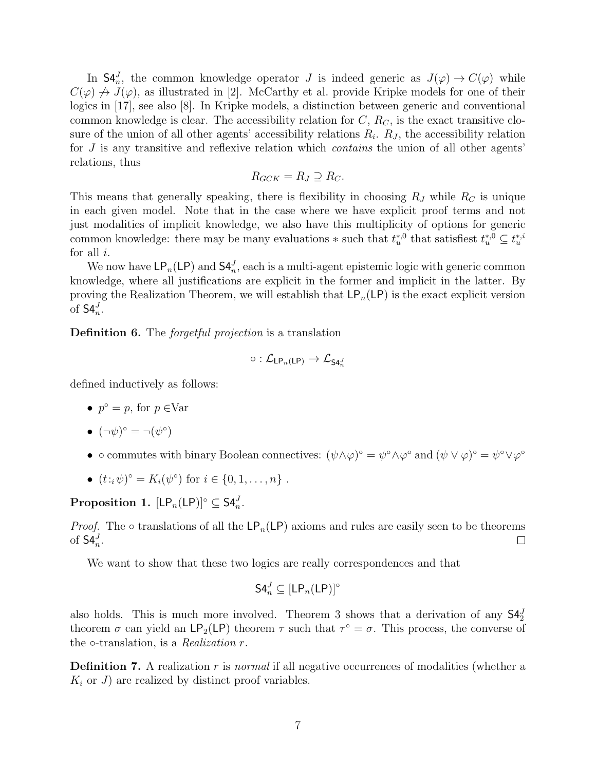In $\mathsf{S4}_n^J$, the common knowledge operator $J$ is indeed generic as $J(\varphi) \to C(\varphi)$ while $C(\varphi) \not\to J(\varphi)$, as illustrated in [2]. McCarthy et al. provide Kripke models for one of their logics in [17], see also [8]. In Kripke models, a distinction between generic and conventional common knowledge is clear. The accessibility relation for $C$, $R_C$, is the exact transitive closure of the union of all other agents' accessibility relations $R_i$. $R_J$, the accessibility relation for $J$ is any transitive and reflexive relation which *contains* the union of all other agents' relations, thus

$$R_{GCK} = R_J \supseteq R_C.$$

This means that generally speaking, there is flexibility in choosing $R_J$ while $R_C$ is unique in each given model. Note that in the case where we have explicit proof terms and not just modalities of implicit knowledge, we also have this multiplicity of options for generic common knowledge: there may be many evaluations $*$ such that $t_u^{*,0}$ that satisfiest $t_u^{*,0} \subseteq t_u^{*,i}$ for all $i$.

We now have $\mathsf{LP}_n(\mathsf{LP})$ and $\mathsf{S4}_n^J$, each is a multi-agent epistemic logic with generic common knowledge, where all justifications are explicit in the former and implicit in the latter. By proving the Realization Theorem, we will establish that $\mathsf{LP}_n(\mathsf{LP})$ is the exact explicit version of $\mathsf{S4}_n^J$.

**Definition 6.** The *forgetful projection* is a translation

$$\circ : \mathcal{L}_{\mathsf{LP}_n(\mathsf{LP})} \to \mathcal{L}_{\mathsf{S4}_n^J}$$

defined inductively as follows:

- $p^\circ = p$, for $p \in$Var
- $(\neg\psi)^\circ = \neg(\psi^\circ)$
- $\circ$ commutes with binary Boolean connectives: $(\psi \wedge \varphi)^\circ = \psi^\circ \wedge \varphi^\circ$ and $(\psi \vee \varphi)^\circ = \psi^\circ \vee \varphi^\circ$
- $(t :_i \psi)^\circ = K_i(\psi^\circ)$ for $i \in \{0, 1, \ldots, n\}$ .

**Proposition 1.** $[\mathsf{LP}_n(\mathsf{LP})]^\circ \subseteq \mathsf{S4}_n^J$.

*Proof.* The $\circ$ translations of all the $\mathsf{LP}_n(\mathsf{LP})$ axioms and rules are easily seen to be theorems of $\mathsf{S4}_n^J$. □

We want to show that these two logics are really correspondences and that

$$\mathsf{S4}_n^J \subseteq [\mathsf{LP}_n(\mathsf{LP})]^\circ$$

also holds. This is much more involved. Theorem 3 shows that a derivation of any $\mathsf{S4}_2^J$ theorem $\sigma$ can yield an $\mathsf{LP}_2(\mathsf{LP})$ theorem $\tau$ such that $\tau^\circ = \sigma$. This process, the converse of the $\circ$-translation, is a *Realization* $r$.

**Definition 7.** A realization $r$ is *normal* if all negative occurrences of modalities (whether a $K_i$ or $J$) are realized by distinct proof variables.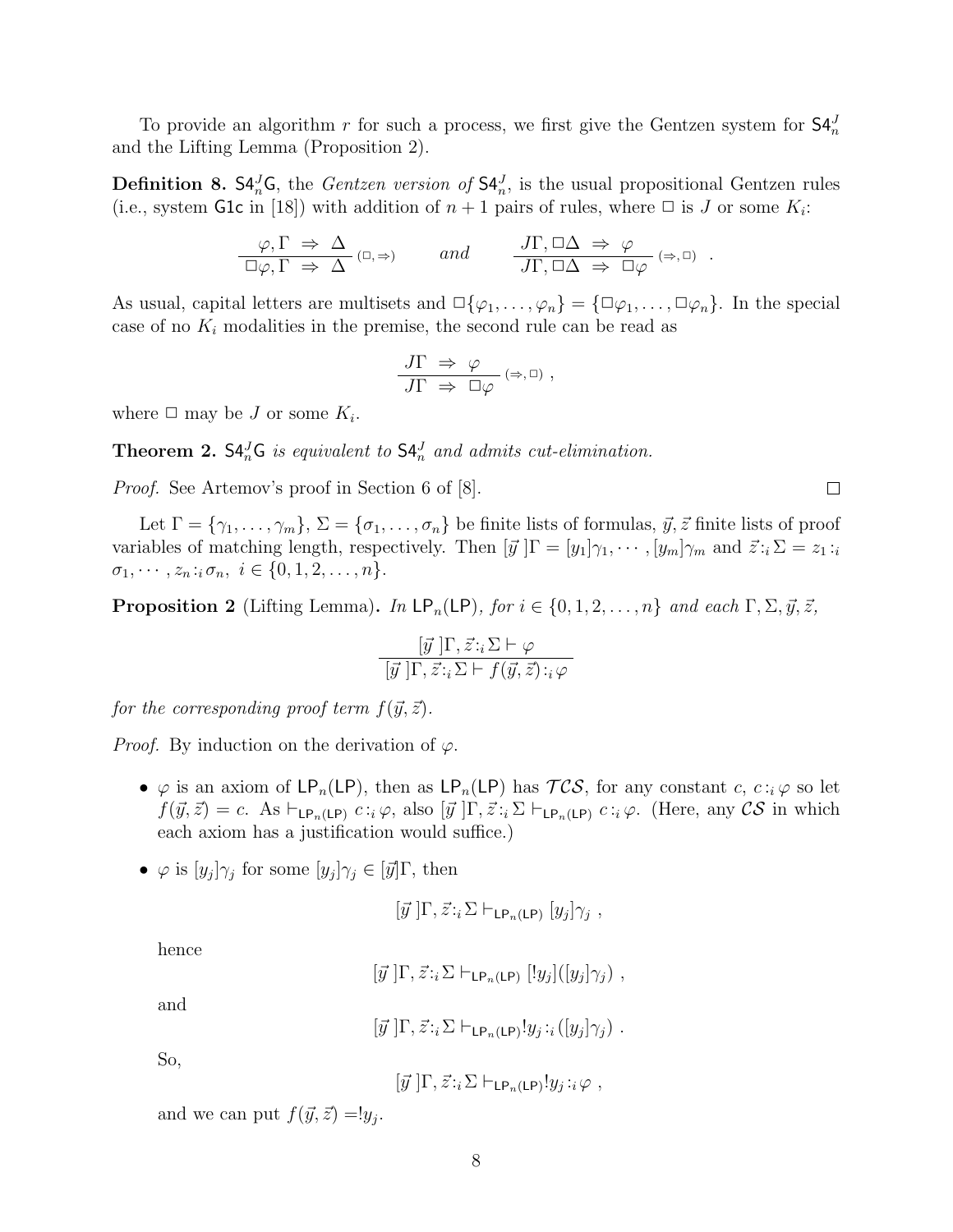To provide an algorithm $r$ for such a process, we first give the Gentzen system for $\mathsf{S4}_n^J$ and the Lifting Lemma (Proposition 2).

**Definition 8.** $\mathsf{S4}_n^J\mathsf{G}$, the *Gentzen version of* $\mathsf{S4}_n^J$, is the usual propositional Gentzen rules (i.e., system $\mathsf{G1c}$ in [18]) with addition of $n+1$ pairs of rules, where $\Box$ is $J$ or some $K_i$:

$$\frac{\varphi, \Gamma \;\Rightarrow\; \Delta}{\Box\varphi, \Gamma \;\Rightarrow\; \Delta}\,(\Box,\Rightarrow) \qquad and \qquad \frac{J\Gamma, \Box\Delta \;\Rightarrow\; \varphi}{J\Gamma, \Box\Delta \;\Rightarrow\; \Box\varphi}\,(\Rightarrow,\Box) \;\;.$$

As usual, capital letters are multisets and $\Box\{\varphi_1, \ldots, \varphi_n\} = \{\Box\varphi_1, \ldots, \Box\varphi_n\}$. In the special case of no $K_i$ modalities in the premise, the second rule can be read as

$$\frac{J\Gamma \;\Rightarrow\; \varphi}{J\Gamma \;\Rightarrow\; \Box\varphi}\,(\Rightarrow,\Box)\;,$$

where $\Box$ may be $J$ or some $K_i$.

**Theorem 2.** *$\mathsf{S4}_n^J\mathsf{G}$ is equivalent to $\mathsf{S4}_n^J$ and admits cut-elimination.*

*Proof.* See Artemov's proof in Section 6 of [8]. □

Let $\Gamma = \{\gamma_1, \ldots, \gamma_m\}$, $\Sigma = \{\sigma_1, \ldots, \sigma_n\}$ be finite lists of formulas, $\vec{y}, \vec{z}$ finite lists of proof variables of matching length, respectively. Then $[\vec{y}\,]\Gamma = [y_1]\gamma_1, \cdots, [y_m]\gamma_m$ and $\vec{z}{:_i}\Sigma = z_1{:_i}\sigma_1, \cdots, z_n{:_i}\sigma_n,\ i \in \{0, 1, 2, \ldots, n\}$.

**Proposition 2** (Lifting Lemma)**.** *In $\mathsf{LP}_n(\mathsf{LP})$, for $i \in \{0, 1, 2, \ldots, n\}$ and each $\Gamma, \Sigma, \vec{y}, \vec{z}$,*

$$\frac{[\vec{y}\,]\Gamma, \vec{z}{:_i}\Sigma \vdash \varphi}{[\vec{y}\,]\Gamma, \vec{z}{:_i}\Sigma \vdash f(\vec{y}, \vec{z}){:_i}\varphi}$$

*for the corresponding proof term $f(\vec{y}, \vec{z})$.*

*Proof.* By induction on the derivation of $\varphi$.

- $\varphi$ is an axiom of $\mathsf{LP}_n(\mathsf{LP})$, then as $\mathsf{LP}_n(\mathsf{LP})$ has $\mathcal{TCS}$, for any constant $c$, $c{:_i}\varphi$ so let $f(\vec{y}, \vec{z}) = c$. As $\vdash_{\mathsf{LP}_n(\mathsf{LP})} c{:_i}\varphi$, also $[\vec{y}\,]\Gamma, \vec{z}{:_i}\Sigma \vdash_{\mathsf{LP}_n(\mathsf{LP})} c{:_i}\varphi$. (Here, any $\mathcal{CS}$ in which each axiom has a justification would suffice.)

- $\varphi$ is $[y_j]\gamma_j$ for some $[y_j]\gamma_j \in [\vec{y}]\Gamma$, then

$$[\vec{y}\,]\Gamma, \vec{z}{:_i}\Sigma \vdash_{\mathsf{LP}_n(\mathsf{LP})} [y_j]\gamma_j\;,$$

hence

$$[\vec{y}\,]\Gamma, \vec{z}{:_i}\Sigma \vdash_{\mathsf{LP}_n(\mathsf{LP})} [!y_j]([y_j]\gamma_j)\;,$$

and

$$[\vec{y}\,]\Gamma, \vec{z}{:_i}\Sigma \vdash_{\mathsf{LP}_n(\mathsf{LP})} !y_j{:_i}([y_j]\gamma_j)\;.$$

So,

$$[\vec{y}\,]\Gamma, \vec{z}{:_i}\Sigma \vdash_{\mathsf{LP}_n(\mathsf{LP})} !y_j{:_i}\varphi\;,$$

and we can put $f(\vec{y}, \vec{z}) = !y_j$.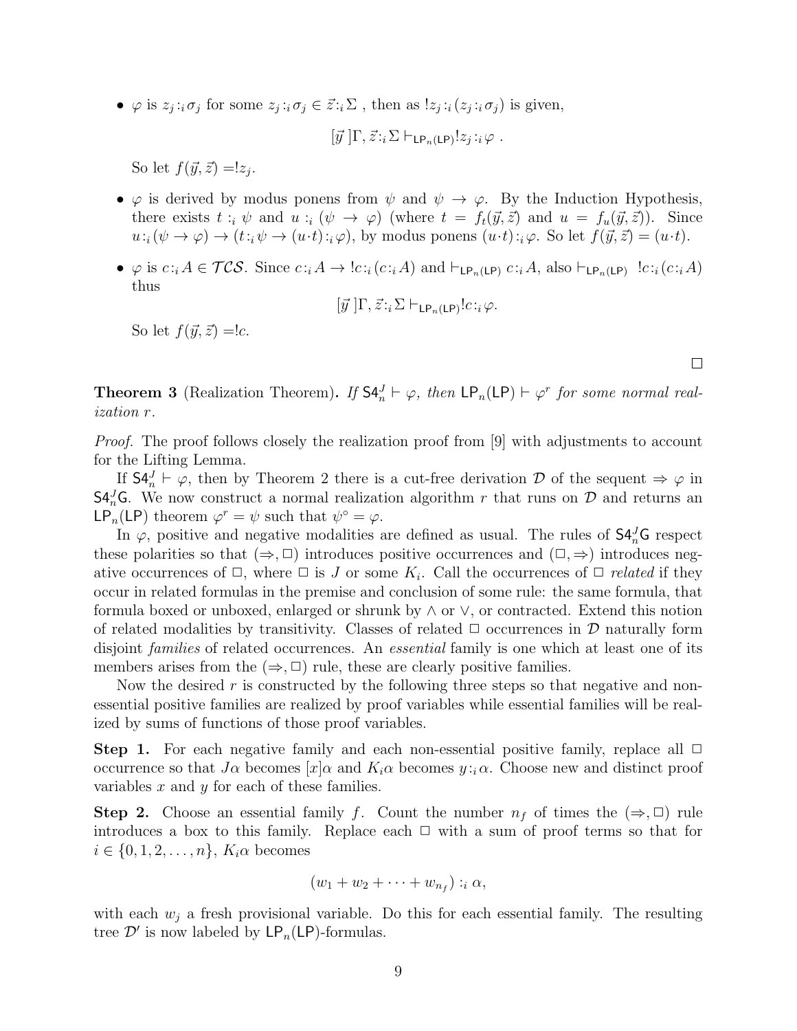- $\varphi$ is $z_j :_i \sigma_j$ for some $z_j :_i \sigma_j \in \vec{z} :_i \Sigma$ , then as $!z_j :_i (z_j :_i \sigma_j)$ is given,

$$[\vec{y}\,]\Gamma, \vec{z} :_i \Sigma \vdash_{\mathsf{LP}_n(\mathsf{LP})} !z_j :_i \varphi \ .$$

  So let $f(\vec{y}, \vec{z}) = !z_j$.

- $\varphi$ is derived by modus ponens from $\psi$ and $\psi \to \varphi$. By the Induction Hypothesis, there exists $t :_i \psi$ and $u :_i (\psi \to \varphi)$ (where $t = f_t(\vec{y}, \vec{z})$ and $u = f_u(\vec{y}, \vec{z})$). Since $u :_i (\psi \to \varphi) \to (t :_i \psi \to (u \cdot t) :_i \varphi)$, by modus ponens $(u \cdot t) :_i \varphi$. So let $f(\vec{y}, \vec{z}) = (u \cdot t)$.

- $\varphi$ is $c :_i A \in \mathcal{TCS}$. Since $c :_i A \to !c :_i (c :_i A)$ and $\vdash_{\mathsf{LP}_n(\mathsf{LP})} c :_i A$, also $\vdash_{\mathsf{LP}_n(\mathsf{LP})} \ !c :_i (c :_i A)$ thus

$$[\vec{y}\,]\Gamma, \vec{z} :_i \Sigma \vdash_{\mathsf{LP}_n(\mathsf{LP})} !c :_i \varphi.$$

  So let $f(\vec{y}, \vec{z}) = !c$.

□

**Theorem 3** (Realization Theorem)**.** *If $\mathsf{S4}_n^J \vdash \varphi$, then $\mathsf{LP}_n(\mathsf{LP}) \vdash \varphi^r$ for some normal realization $r$.*

*Proof.* The proof follows closely the realization proof from [9] with adjustments to account for the Lifting Lemma.

If $\mathsf{S4}_n^J \vdash \varphi$, then by Theorem 2 there is a cut-free derivation $\mathcal{D}$ of the sequent $\Rightarrow \varphi$ in $\mathsf{S4}_n^J\mathsf{G}$. We now construct a normal realization algorithm $r$ that runs on $\mathcal{D}$ and returns an $\mathsf{LP}_n(\mathsf{LP})$ theorem $\varphi^r = \psi$ such that $\psi^\circ = \varphi$.

In $\varphi$, positive and negative modalities are defined as usual. The rules of $\mathsf{S4}_n^J\mathsf{G}$ respect these polarities so that $(\Rightarrow, \Box)$ introduces positive occurrences and $(\Box, \Rightarrow)$ introduces negative occurrences of $\Box$, where $\Box$ is $J$ or some $K_i$. Call the occurrences of $\Box$ *related* if they occur in related formulas in the premise and conclusion of some rule: the same formula, that formula boxed or unboxed, enlarged or shrunk by $\wedge$ or $\vee$, or contracted. Extend this notion of related modalities by transitivity. Classes of related $\Box$ occurrences in $\mathcal{D}$ naturally form disjoint *families* of related occurrences. An *essential* family is one which at least one of its members arises from the $(\Rightarrow, \Box)$ rule, these are clearly positive families.

Now the desired $r$ is constructed by the following three steps so that negative and non-essential positive families are realized by proof variables while essential families will be realized by sums of functions of those proof variables.

**Step 1.** For each negative family and each non-essential positive family, replace all $\Box$ occurrence so that $J\alpha$ becomes $[x]\alpha$ and $K_i\alpha$ becomes $y :_i \alpha$. Choose new and distinct proof variables $x$ and $y$ for each of these families.

**Step 2.** Choose an essential family $f$. Count the number $n_f$ of times the $(\Rightarrow, \Box)$ rule introduces a box to this family. Replace each $\Box$ with a sum of proof terms so that for $i \in \{0, 1, 2, \ldots, n\}$, $K_i\alpha$ becomes

$$(w_1 + w_2 + \cdots + w_{n_f}) :_i \alpha,$$

with each $w_j$ a fresh provisional variable. Do this for each essential family. The resulting tree $\mathcal{D}'$ is now labeled by $\mathsf{LP}_n(\mathsf{LP})$-formulas.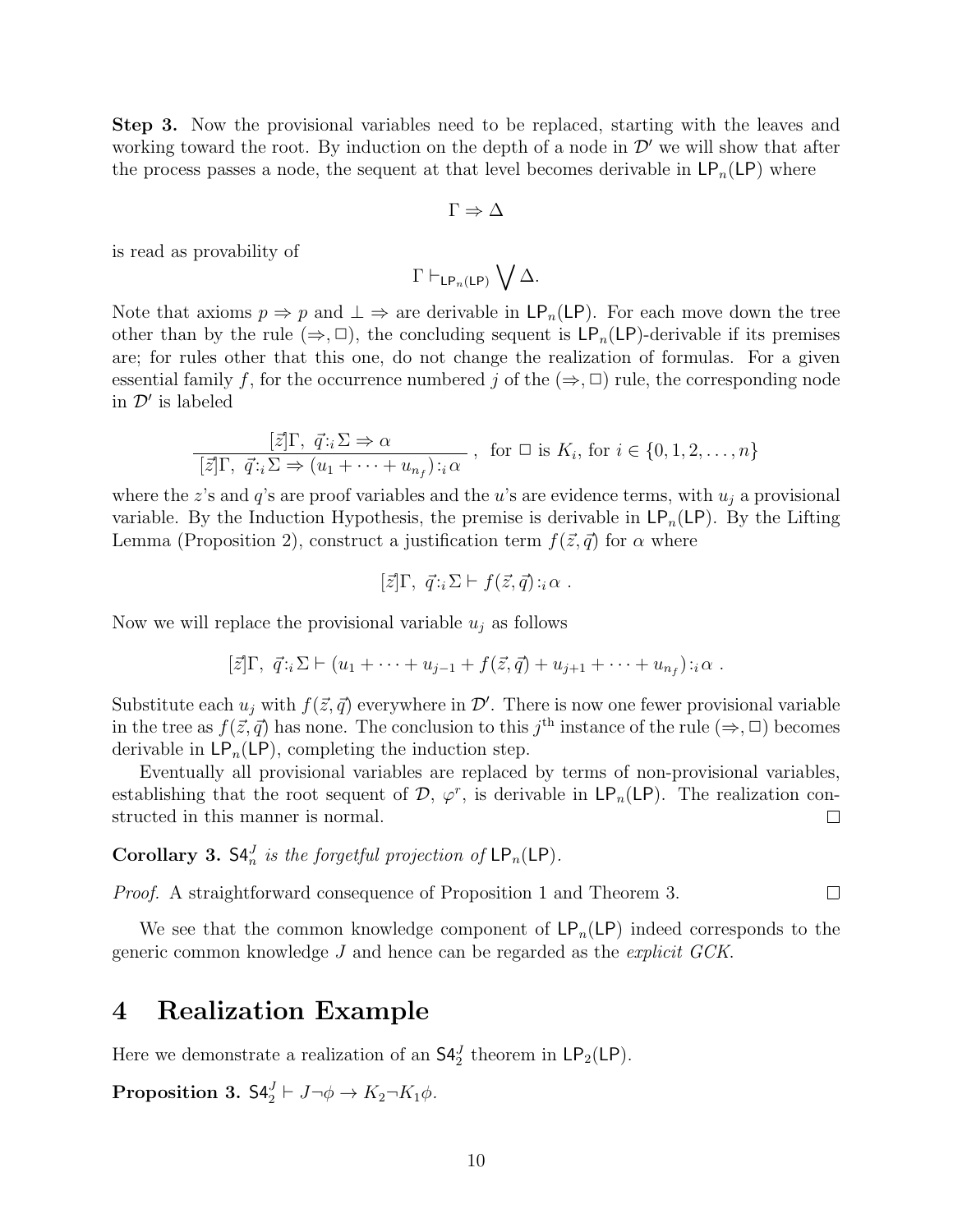**Step 3.** Now the provisional variables need to be replaced, starting with the leaves and working toward the root. By induction on the depth of a node in $\mathcal{D}'$ we will show that after the process passes a node, the sequent at that level becomes derivable in $\mathsf{LP}_n(\mathsf{LP})$ where

$$\Gamma \Rightarrow \Delta$$

is read as provability of

$$\Gamma \vdash_{\mathsf{LP}_n(\mathsf{LP})} \bigvee \Delta.$$

Note that axioms $p \Rightarrow p$ and $\bot \Rightarrow$ are derivable in $\mathsf{LP}_n(\mathsf{LP})$. For each move down the tree other than by the rule $(\Rightarrow, \Box)$, the concluding sequent is $\mathsf{LP}_n(\mathsf{LP})$-derivable if its premises are; for rules other that this one, do not change the realization of formulas. For a given essential family $f$, for the occurrence numbered $j$ of the $(\Rightarrow, \Box)$ rule, the corresponding node in $\mathcal{D}'$ is labeled

$$\frac{[\vec{z}]\Gamma,\ \vec{q}{:}_i\Sigma \Rightarrow \alpha}{[\vec{z}]\Gamma,\ \vec{q}{:}_i\Sigma \Rightarrow (u_1 + \cdots + u_{n_f}){:}_i\alpha}\ ,\ \text{ for } \Box \text{ is } K_i, \text{ for } i \in \{0, 1, 2, \ldots, n\}$$

where the $z$'s and $q$'s are proof variables and the $u$'s are evidence terms, with $u_j$ a provisional variable. By the Induction Hypothesis, the premise is derivable in $\mathsf{LP}_n(\mathsf{LP})$. By the Lifting Lemma (Proposition 2), construct a justification term $f(\vec{z}, \vec{q})$ for $\alpha$ where

$$[\vec{z}]\Gamma,\ \vec{q}{:}_i\Sigma \vdash f(\vec{z}, \vec{q}){:}_i\alpha\ .$$

Now we will replace the provisional variable $u_j$ as follows

$$[\vec{z}]\Gamma,\ \vec{q}{:}_i\Sigma \vdash (u_1 + \cdots + u_{j-1} + f(\vec{z}, \vec{q}) + u_{j+1} + \cdots + u_{n_f}){:}_i\alpha\ .$$

Substitute each $u_j$ with $f(\vec{z}, \vec{q})$ everywhere in $\mathcal{D}'$. There is now one fewer provisional variable in the tree as $f(\vec{z}, \vec{q})$ has none. The conclusion to this $j^{\text{th}}$ instance of the rule $(\Rightarrow, \Box)$ becomes derivable in $\mathsf{LP}_n(\mathsf{LP})$, completing the induction step.

Eventually all provisional variables are replaced by terms of non-provisional variables, establishing that the root sequent of $\mathcal{D}$, $\varphi^r$, is derivable in $\mathsf{LP}_n(\mathsf{LP})$. The realization constructed in this manner is normal. □

**Corollary 3.** *$\mathsf{S4}_n^J$ is the forgetful projection of $\mathsf{LP}_n(\mathsf{LP})$.*

*Proof.* A straightforward consequence of Proposition 1 and Theorem 3. □

We see that the common knowledge component of $\mathsf{LP}_n(\mathsf{LP})$ indeed corresponds to the generic common knowledge $J$ and hence can be regarded as the *explicit GCK*.

# 4 Realization Example

Here we demonstrate a realization of an $\mathsf{S4}_2^J$ theorem in $\mathsf{LP}_2(\mathsf{LP})$.

**Proposition 3.** $\mathsf{S4}_2^J \vdash J\neg\phi \to K_2\neg K_1\phi$.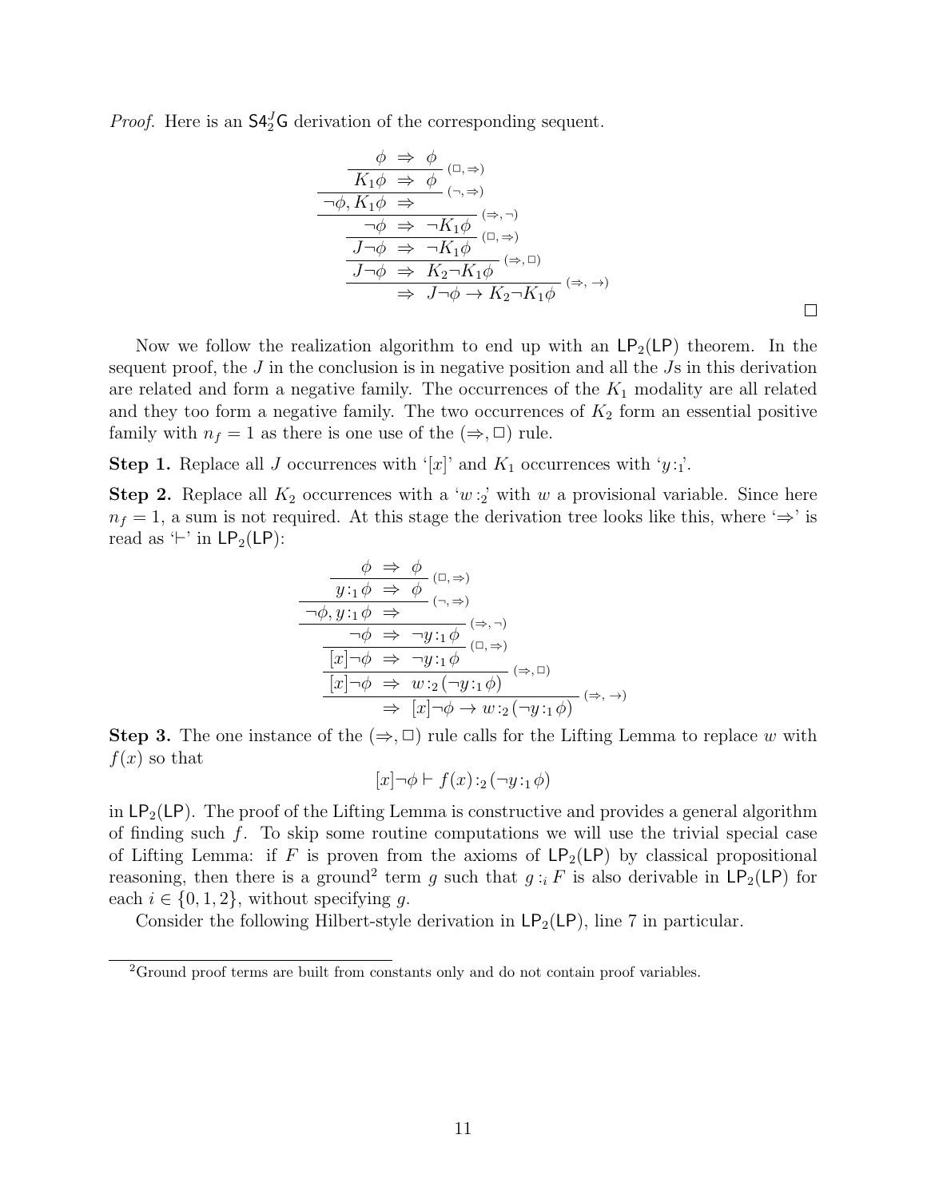*Proof.* Here is an $\mathsf{S4}_2^J\mathsf{G}$ derivation of the corresponding sequent.

$$
\dfrac{\dfrac{\dfrac{\dfrac{\dfrac{\dfrac{\phi \;\Rightarrow\; \phi}{K_1\phi \;\Rightarrow\; \phi}\,(\Box,\Rightarrow)}{\neg\phi, K_1\phi \;\Rightarrow\;}\,(\neg,\Rightarrow)}{\neg\phi \;\Rightarrow\; \neg K_1\phi}\,(\Rightarrow,\neg)}{J\neg\phi \;\Rightarrow\; \neg K_1\phi}\,(\Box,\Rightarrow)}{J\neg\phi \;\Rightarrow\; K_2\neg K_1\phi}\,(\Rightarrow,\Box)}{\Rightarrow\; J\neg\phi \to K_2\neg K_1\phi}\,(\Rightarrow,\to)
$$

□

Now we follow the realization algorithm to end up with an $\mathsf{LP}_2(\mathsf{LP})$ theorem. In the sequent proof, the $J$ in the conclusion is in negative position and all the $J$s in this derivation are related and form a negative family. The occurrences of the $K_1$ modality are all related and they too form a negative family. The two occurrences of $K_2$ form an essential positive family with $n_f = 1$ as there is one use of the $(\Rightarrow,\Box)$ rule.

**Step 1.** Replace all $J$ occurrences with '$[x]$' and $K_1$ occurrences with '$y\!:_1$'.

**Step 2.** Replace all $K_2$ occurrences with a '$w\!:_2$' with $w$ a provisional variable. Since here $n_f = 1$, a sum is not required. At this stage the derivation tree looks like this, where '$\Rightarrow$' is read as '$\vdash$' in $\mathsf{LP}_2(\mathsf{LP})$:

$$
\dfrac{\dfrac{\dfrac{\dfrac{\dfrac{\dfrac{\phi \;\Rightarrow\; \phi}{y\!:_1\phi \;\Rightarrow\; \phi}\,(\Box,\Rightarrow)}{\neg\phi, y\!:_1\phi \;\Rightarrow\;}\,(\neg,\Rightarrow)}{\neg\phi \;\Rightarrow\; \neg y\!:_1\phi}\,(\Rightarrow,\neg)}{[x]\neg\phi \;\Rightarrow\; \neg y\!:_1\phi}\,(\Box,\Rightarrow)}{[x]\neg\phi \;\Rightarrow\; w\!:_2(\neg y\!:_1\phi)}\,(\Rightarrow,\Box)}{\Rightarrow\; [x]\neg\phi \to w\!:_2(\neg y\!:_1\phi)}\,(\Rightarrow,\to)
$$

**Step 3.** The one instance of the $(\Rightarrow,\Box)$ rule calls for the Lifting Lemma to replace $w$ with $f(x)$ so that

$$[x]\neg\phi \vdash f(x)\!:_2(\neg y\!:_1\phi)$$

in $\mathsf{LP}_2(\mathsf{LP})$. The proof of the Lifting Lemma is constructive and provides a general algorithm of finding such $f$. To skip some routine computations we will use the trivial special case of Lifting Lemma: if $F$ is proven from the axioms of $\mathsf{LP}_2(\mathsf{LP})$ by classical propositional reasoning, then there is a ground[2] term $g$ such that $g\!:_i F$ is also derivable in $\mathsf{LP}_2(\mathsf{LP})$ for each $i \in \{0,1,2\}$, without specifying $g$.

Consider the following Hilbert-style derivation in $\mathsf{LP}_2(\mathsf{LP})$, line 7 in particular.

[2] Ground proof terms are built from constants only and do not contain proof variables.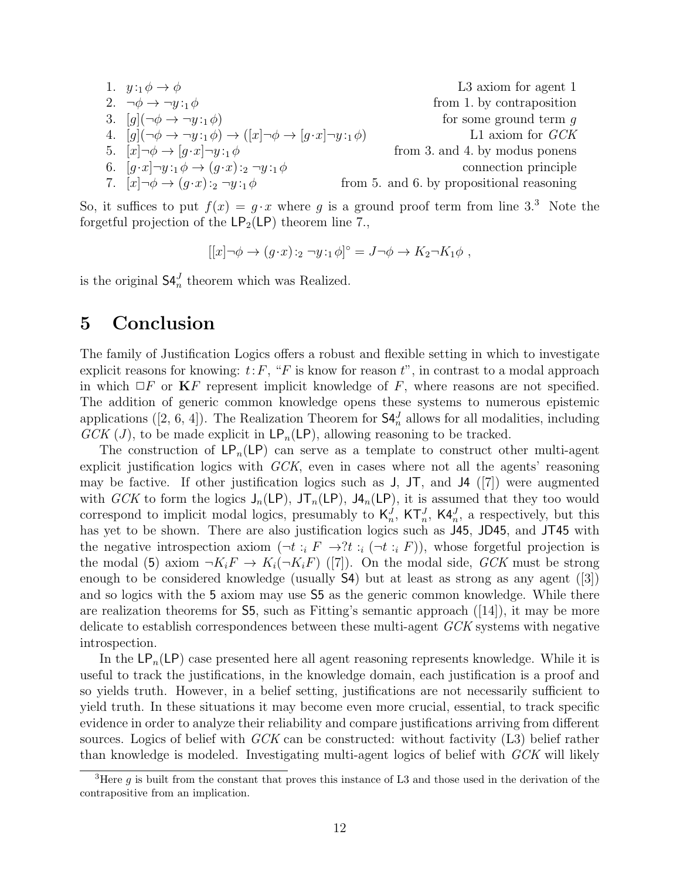1. $y{:_1}\phi \to \phi$ — L3 axiom for agent 1
2. $\neg\phi \to \neg y{:_1}\phi$ — from 1. by contraposition
3. $[g](\neg\phi \to \neg y{:_1}\phi)$ — for some ground term $g$
4. $[g](\neg\phi \to \neg y{:_1}\phi) \to ([x]\neg\phi \to [g\cdot x]\neg y{:_1}\phi)$ — L1 axiom for *GCK*
5. $[x]\neg\phi \to [g\cdot x]\neg y{:_1}\phi$ — from 3. and 4. by modus ponens
6. $[g\cdot x]\neg y{:_1}\phi \to (g\cdot x){:_2}\neg y{:_1}\phi$ — connection principle
7. $[x]\neg\phi \to (g\cdot x){:_2}\neg y{:_1}\phi$ — from 5. and 6. by propositional reasoning

So, it suffices to put $f(x) = g\cdot x$ where $g$ is a ground proof term from line 3.[3] Note the forgetful projection of the $\mathsf{LP}_2(\mathsf{LP})$ theorem line 7.,

$$[[x]\neg\phi \to (g\cdot x){:_2}\neg y{:_1}\phi]^\circ = J\neg\phi \to K_2\neg K_1\phi\ ,$$

is the original $\mathsf{S4}_n^J$ theorem which was Realized.

# 5 Conclusion

The family of Justification Logics offers a robust and flexible setting in which to investigate explicit reasons for knowing: $t{:}F$, "$F$ is know for reason $t$", in contrast to a modal approach in which $\Box F$ or $\mathbf{K}F$ represent implicit knowledge of $F$, where reasons are not specified. The addition of generic common knowledge opens these systems to numerous epistemic applications ([2, 6, 4]). The Realization Theorem for $\mathsf{S4}_n^J$ allows for all modalities, including *GCK* ($J$), to be made explicit in $\mathsf{LP}_n(\mathsf{LP})$, allowing reasoning to be tracked.

The construction of $\mathsf{LP}_n(\mathsf{LP})$ can serve as a template to construct other multi-agent explicit justification logics with *GCK*, even in cases where not all the agents' reasoning may be factive. If other justification logics such as $\mathsf{J}$, $\mathsf{JT}$, and $\mathsf{J4}$ ([7]) were augmented with *GCK* to form the logics $\mathsf{J}_n(\mathsf{LP})$, $\mathsf{JT}_n(\mathsf{LP})$, $\mathsf{J4}_n(\mathsf{LP})$, it is assumed that they too would correspond to implicit modal logics, presumably to $\mathsf{K}_n^J$, $\mathsf{KT}_n^J$, $\mathsf{K4}_n^J$, a respectively, but this has yet to be shown. There are also justification logics such as $\mathsf{J45}$, $\mathsf{JD45}$, and $\mathsf{JT45}$ with the negative introspection axiom $(\neg t :_i F \to ?t :_i (\neg t :_i F))$, whose forgetful projection is the modal (5) axiom $\neg K_iF \to K_i(\neg K_iF)$ ([7]). On the modal side, *GCK* must be strong enough to be considered knowledge (usually $\mathsf{S4}$) but at least as strong as any agent ([3]) and so logics with the $\mathsf{5}$ axiom may use $\mathsf{S5}$ as the generic common knowledge. While there are realization theorems for $\mathsf{S5}$, such as Fitting's semantic approach ([14]), it may be more delicate to establish correspondences between these multi-agent *GCK* systems with negative introspection.

In the $\mathsf{LP}_n(\mathsf{LP})$ case presented here all agent reasoning represents knowledge. While it is useful to track the justifications, in the knowledge domain, each justification is a proof and so yields truth. However, in a belief setting, justifications are not necessarily sufficient to yield truth. In these situations it may become even more crucial, essential, to track specific evidence in order to analyze their reliability and compare justifications arriving from different sources. Logics of belief with *GCK* can be constructed: without factivity (L3) belief rather than knowledge is modeled. Investigating multi-agent logics of belief with *GCK* will likely

[3] Here $g$ is built from the constant that proves this instance of L3 and those used in the derivation of the contrapositive from an implication.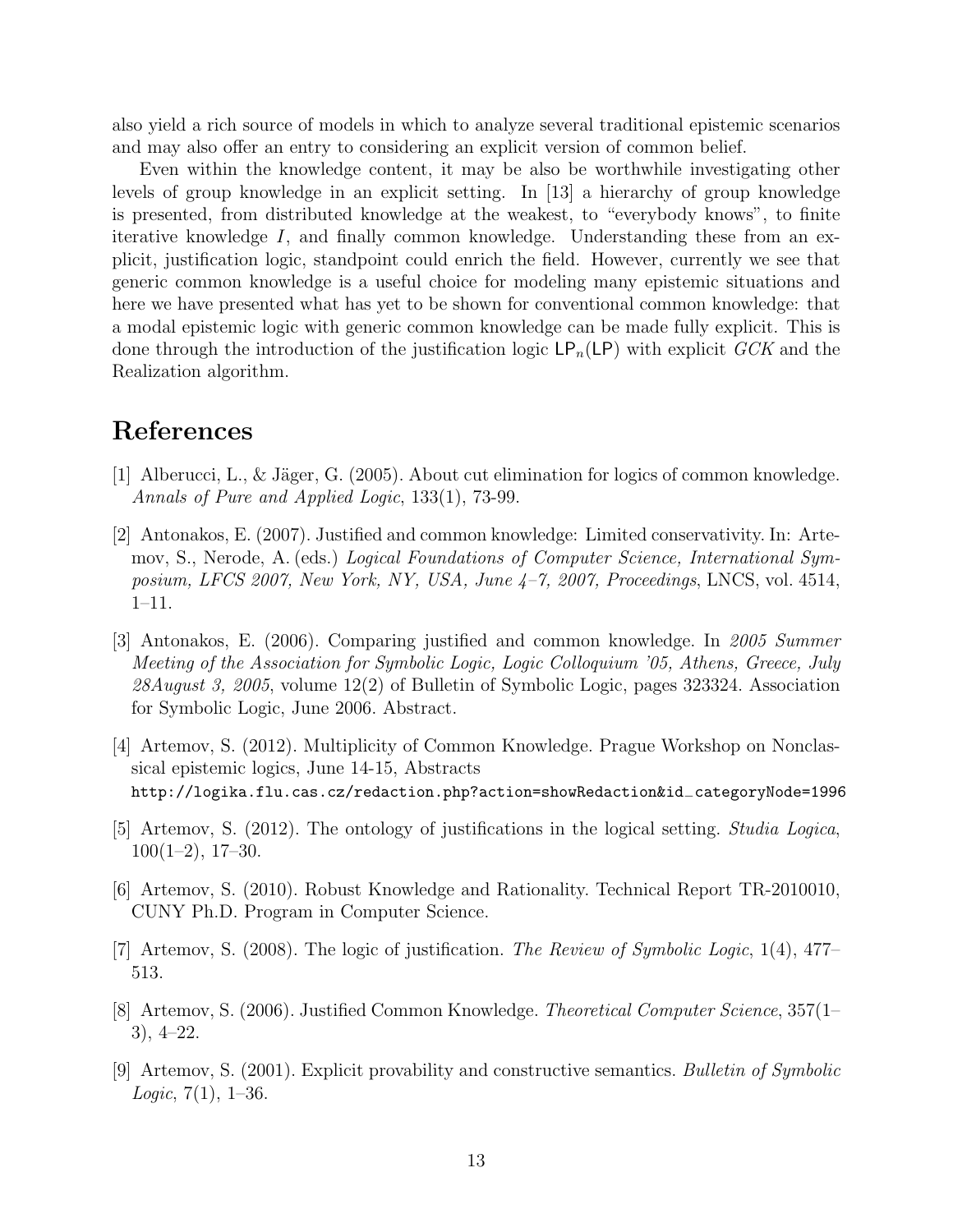also yield a rich source of models in which to analyze several traditional epistemic scenarios and may also offer an entry to considering an explicit version of common belief.

Even within the knowledge content, it may be also be worthwhile investigating other levels of group knowledge in an explicit setting. In [13] a hierarchy of group knowledge is presented, from distributed knowledge at the weakest, to "everybody knows", to finite iterative knowledge $I$, and finally common knowledge. Understanding these from an explicit, justification logic, standpoint could enrich the field. However, currently we see that generic common knowledge is a useful choice for modeling many epistemic situations and here we have presented what has yet to be shown for conventional common knowledge: that a modal epistemic logic with generic common knowledge can be made fully explicit. This is done through the introduction of the justification logic $\mathsf{LP}_n(\mathsf{LP})$ with explicit $GCK$ and the Realization algorithm.

# References

[1] Alberucci, L., & Jäger, G. (2005). About cut elimination for logics of common knowledge. *Annals of Pure and Applied Logic*, 133(1), 73-99.

[2] Antonakos, E. (2007). Justified and common knowledge: Limited conservativity. In: Artemov, S., Nerode, A. (eds.) *Logical Foundations of Computer Science, International Symposium, LFCS 2007, New York, NY, USA, June 4–7, 2007, Proceedings*, LNCS, vol. 4514, 1–11.

[3] Antonakos, E. (2006). Comparing justified and common knowledge. In *2005 Summer Meeting of the Association for Symbolic Logic, Logic Colloquium '05, Athens, Greece, July 28August 3, 2005*, volume 12(2) of Bulletin of Symbolic Logic, pages 323324. Association for Symbolic Logic, June 2006. Abstract.

[4] Artemov, S. (2012). Multiplicity of Common Knowledge. Prague Workshop on Nonclassical epistemic logics, June 14-15, Abstracts
`http://logika.flu.cas.cz/redaction.php?action=showRedaction&id_categoryNode=1996`

[5] Artemov, S. (2012). The ontology of justifications in the logical setting. *Studia Logica*, 100(1–2), 17–30.

[6] Artemov, S. (2010). Robust Knowledge and Rationality. Technical Report TR-2010010, CUNY Ph.D. Program in Computer Science.

[7] Artemov, S. (2008). The logic of justification. *The Review of Symbolic Logic*, 1(4), 477–513.

[8] Artemov, S. (2006). Justified Common Knowledge. *Theoretical Computer Science*, 357(1–3), 4–22.

[9] Artemov, S. (2001). Explicit provability and constructive semantics. *Bulletin of Symbolic Logic*, 7(1), 1–36.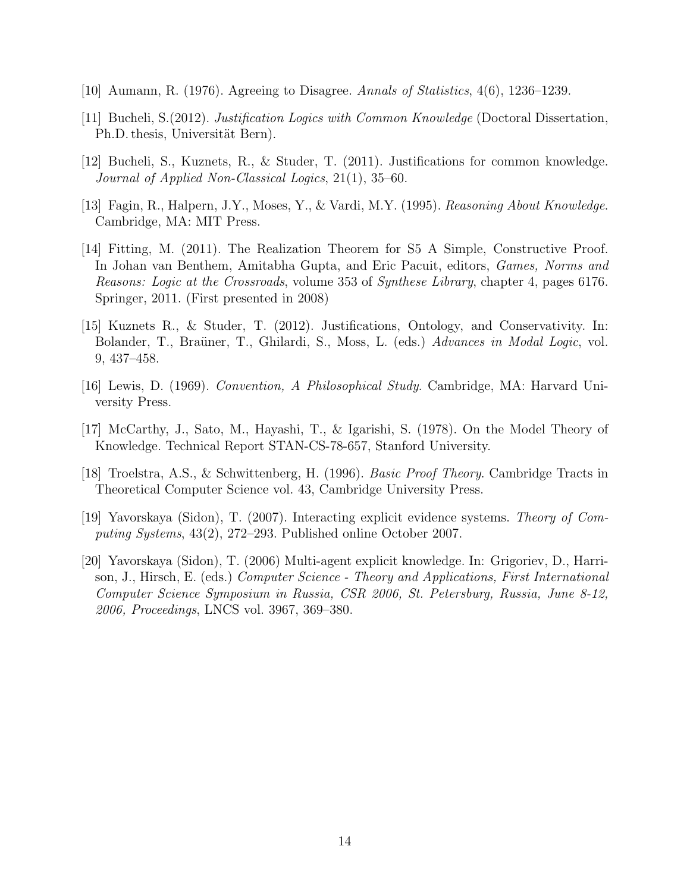[10] Aumann, R. (1976). Agreeing to Disagree. *Annals of Statistics*, 4(6), 1236–1239.

[11] Bucheli, S.(2012). *Justification Logics with Common Knowledge* (Doctoral Dissertation, Ph.D. thesis, Universität Bern).

[12] Bucheli, S., Kuznets, R., & Studer, T. (2011). Justifications for common knowledge. *Journal of Applied Non-Classical Logics*, 21(1), 35–60.

[13] Fagin, R., Halpern, J.Y., Moses, Y., & Vardi, M.Y. (1995). *Reasoning About Knowledge*. Cambridge, MA: MIT Press.

[14] Fitting, M. (2011). The Realization Theorem for S5 A Simple, Constructive Proof. In Johan van Benthem, Amitabha Gupta, and Eric Pacuit, editors, *Games, Norms and Reasons: Logic at the Crossroads*, volume 353 of *Synthese Library*, chapter 4, pages 6176. Springer, 2011. (First presented in 2008)

[15] Kuznets R., & Studer, T. (2012). Justifications, Ontology, and Conservativity. In: Bolander, T., Braüner, T., Ghilardi, S., Moss, L. (eds.) *Advances in Modal Logic*, vol. 9, 437–458.

[16] Lewis, D. (1969). *Convention, A Philosophical Study*. Cambridge, MA: Harvard University Press.

[17] McCarthy, J., Sato, M., Hayashi, T., & Igarishi, S. (1978). On the Model Theory of Knowledge. Technical Report STAN-CS-78-657, Stanford University.

[18] Troelstra, A.S., & Schwittenberg, H. (1996). *Basic Proof Theory*. Cambridge Tracts in Theoretical Computer Science vol. 43, Cambridge University Press.

[19] Yavorskaya (Sidon), T. (2007). Interacting explicit evidence systems. *Theory of Computing Systems*, 43(2), 272–293. Published online October 2007.

[20] Yavorskaya (Sidon), T. (2006) Multi-agent explicit knowledge. In: Grigoriev, D., Harrison, J., Hirsch, E. (eds.) *Computer Science - Theory and Applications, First International Computer Science Symposium in Russia, CSR 2006, St. Petersburg, Russia, June 8-12, 2006, Proceedings*, LNCS vol. 3967, 369–380.